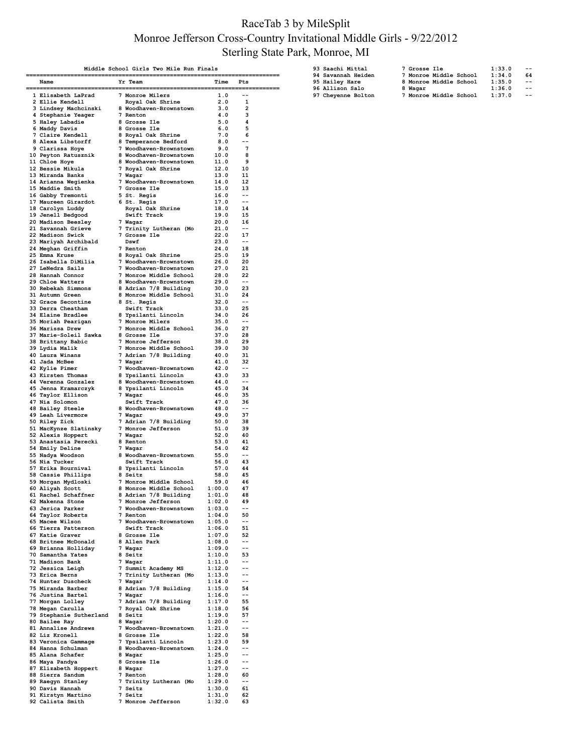# RaceTab 3 by MileSplit

## Monroe Jefferson Cross-Country Invitational Middle Girls - 9/22/2012

## Sterling State Park, Monroe, MI

### Middle School Girls Two Mile Run Finals

| Place | Name | Yr | Team | Time | Pts |
|---|---|---|---|---|---|
| 1 | Elisabeth LaPrad | 7 | Monroe Milers | 1.0 | -- |
| 2 | Ellie Kendell | | Royal Oak Shrine | 2.0 | 1 |
| 3 | Lindsey Machcinski | 8 | Woodhaven-Brownstown | 3.0 | 2 |
| 4 | Stephanie Yeager | 7 | Renton | 4.0 | 3 |
| 5 | Haley Labadie | 8 | Grosse Ile | 5.0 | 4 |
| 6 | Maddy Davis | 8 | Grosse Ile | 6.0 | 5 |
| 7 | Claire Kendell | 8 | Royal Oak Shrine | 7.0 | 6 |
| 8 | Alexa Libstorff | 8 | Temperance Bedford | 8.0 | -- |
| 9 | Clarissa Hoye | 7 | Woodhaven-Brownstown | 9.0 | 7 |
| 10 | Peyton Ratusznik | 8 | Woodhaven-Brownstown | 10.0 | 8 |
| 11 | Chloe Hoye | 8 | Woodhaven-Brownstown | 11.0 | 9 |
| 12 | Bessie Mikula | 7 | Royal Oak Shrine | 12.0 | 10 |
| 13 | Miranda Banks | 7 | Wagar | 13.0 | 11 |
| 14 | Arianna Wegienka | 7 | Woodhaven-Brownstown | 14.0 | 12 |
| 15 | Maddie Smith | 7 | Grosse Ile | 15.0 | 13 |
| 16 | Gabby Tremonti | 5 | St. Regis | 16.0 | -- |
| 17 | Maureen Girardot | 6 | St. Regis | 17.0 | -- |
| 18 | Carolyn Luddy | | Royal Oak Shrine | 18.0 | 14 |
| 19 | Jenell Bedgood | | Swift Track | 19.0 | 15 |
| 20 | Madison Beesley | 7 | Wagar | 20.0 | 16 |
| 21 | Savannah Grieve | 7 | Trinity Lutheran (Mo | 21.0 | -- |
| 22 | Madison Swick | 7 | Grosse Ile | 22.0 | 17 |
| 23 | Mariyah Archibald | | Dswf | 23.0 | -- |
| 24 | Meghan Griffin | 7 | Renton | 24.0 | 18 |
| 25 | Emma Kruse | 8 | Royal Oak Shrine | 25.0 | 19 |
| 26 | Isabella DiMilia | 7 | Woodhaven-Brownstown | 26.0 | 20 |
| 27 | LeNedra Sails | 7 | Woodhaven-Brownstown | 27.0 | 21 |
| 28 | Hannah Connor | 7 | Monroe Middle School | 28.0 | 22 |
| 29 | Chloe Watters | 8 | Woodhaven-Brownstown | 29.0 | -- |
| 30 | Rebekah Simmons | 8 | Adrian 7/8 Building | 30.0 | 23 |
| 31 | Autumn Green | 8 | Monroe Middle School | 31.0 | 24 |
| 32 | Grace Secontine | 8 | St. Regis | 32.0 | -- |
| 33 | Derra Cheatham | | Swift Track | 33.0 | 25 |
| 34 | Elaine Bradlee | 8 | Ypsilanti Lincoln | 34.0 | 26 |
| 35 | Moriah Pearigan | 7 | Monroe Milers | 35.0 | -- |
| 36 | Marissa Drew | 7 | Monroe Middle School | 36.0 | 27 |
| 37 | Marie-Soleil Sawka | 8 | Grosse Ile | 37.0 | 28 |
| 38 | Brittany Babic | 7 | Monroe Jefferson | 38.0 | 29 |
| 39 | Lydia Malik | 7 | Monroe Middle School | 39.0 | 30 |
| 40 | Laura Winans | 7 | Adrian 7/8 Building | 40.0 | 31 |
| 41 | Jada McBee | 7 | Wagar | 41.0 | 32 |
| 42 | Kylie Pimer | 7 | Woodhaven-Brownstown | 42.0 | -- |
| 43 | Kirsten Thomas | 8 | Ypsilanti Lincoln | 43.0 | 33 |
| 44 | Verenna Gonzalez | 8 | Woodhaven-Brownstown | 44.0 | -- |
| 45 | Jenna Kramarczyk | 8 | Ypsilanti Lincoln | 45.0 | 34 |
| 46 | Taylor Ellison | 7 | Wagar | 46.0 | 35 |
| 47 | Nia Solomon | | Swift Track | 47.0 | 36 |
| 48 | Bailey Steele | 8 | Woodhaven-Brownstown | 48.0 | -- |
| 49 | Leah Livermore | 7 | Wagar | 49.0 | 37 |
| 50 | Riley Zick | 7 | Adrian 7/8 Building | 50.0 | 38 |
| 51 | MacKynze Slatinsky | 7 | Monroe Jefferson | 51.0 | 39 |
| 52 | Alexis Hoppert | 7 | Wagar | 52.0 | 40 |
| 53 | Anastasia Perecki | 8 | Renton | 53.0 | 41 |
| 54 | Emily Deline | 7 | Wagar | 54.0 | 42 |
| 55 | Nadya Woodson | 8 | Woodhaven-Brownstown | 55.0 | -- |
| 56 | Nia Tucker | | Swift Track | 56.0 | 43 |
| 57 | Erika Bournival | 8 | Ypsilanti Lincoln | 57.0 | 44 |
| 58 | Cassie Phillips | 8 | Seitz | 58.0 | 45 |
| 59 | Morgan Mydloski | 7 | Monroe Middle School | 59.0 | 46 |
| 60 | Aliyah Scott | 8 | Monroe Middle School | 1:00.0 | 47 |
| 61 | Rachel Schaffner | 8 | Adrian 7/8 Building | 1:01.0 | 48 |
| 62 | Makenna Stone | 7 | Monroe Jefferson | 1:02.0 | 49 |
| 63 | Jerica Parker | 7 | Woodhaven-Brownstown | 1:03.0 | -- |
| 64 | Taylor Roberts | 7 | Renton | 1:04.0 | 50 |
| 65 | Macee Wilson | 7 | Woodhaven-Brownstown | 1:05.0 | -- |
| 66 | Tierra Patterson | | Swift Track | 1:06.0 | 51 |
| 67 | Katie Graver | 8 | Grosse Ile | 1:07.0 | 52 |
| 68 | Britnee McDonald | 8 | Allen Park | 1:08.0 | -- |
| 69 | Brianna Holliday | 7 | Wagar | 1:09.0 | -- |
| 70 | Samantha Yates | 8 | Seitz | 1:10.0 | 53 |
| 71 | Madison Bank | 7 | Wagar | 1:11.0 | -- |
| 72 | Jessica Leigh | 7 | Summit Academy MS | 1:12.0 | -- |
| 73 | Erica Berns | 7 | Trinity Lutheran (Mo | 1:13.0 | -- |
| 74 | Hunter Duscheck | 7 | Wagar | 1:14.0 | -- |
| 75 | Miranda Barber | 8 | Adrian 7/8 Building | 1:15.0 | 54 |
| 76 | Justina Bartel | 7 | Wagar | 1:16.0 | -- |
| 77 | Morgan Lolley | 7 | Adrian 7/8 Building | 1:17.0 | 55 |
| 78 | Megan Carulla | 7 | Royal Oak Shrine | 1:18.0 | 56 |
| 79 | Stephanie Sutherland | 8 | Seitz | 1:19.0 | 57 |
| 80 | Bailee Ray | 8 | Wagar | 1:20.0 | -- |
| 81 | Annalise Andrews | 7 | Woodhaven-Brownstown | 1:21.0 | -- |
| 82 | Liz Kronell | 8 | Grosse Ile | 1:22.0 | 58 |
| 83 | Veronica Gammage | 7 | Ypsilanti Lincoln | 1:23.0 | 59 |
| 84 | Hanna Schulman | 8 | Woodhaven-Brownstown | 1:24.0 | -- |
| 85 | Alana Schafer | 8 | Wagar | 1:25.0 | -- |
| 86 | Maya Pandya | 8 | Grosse Ile | 1:26.0 | -- |
| 87 | Elizabeth Hoppert | 8 | Wagar | 1:27.0 | -- |
| 88 | Sierra Sandum | 7 | Renton | 1:28.0 | 60 |
| 89 | Raegyn Stanley | 7 | Trinity Lutheran (Mo | 1:29.0 | -- |
| 90 | Davis Hannah | 7 | Seitz | 1:30.0 | 61 |
| 91 | Kirstyn Martino | 7 | Seitz | 1:31.0 | 62 |
| 92 | Calista Smith | 7 | Monroe Jefferson | 1:32.0 | 63 |
| 93 | Saachi Mittal | 7 | Grosse Ile | 1:33.0 | -- |
| 94 | Savannah Heiden | 7 | Monroe Middle School | 1:34.0 | 64 |
| 95 | Hailey Hare | 8 | Monroe Middle School | 1:35.0 | -- |
| 96 | Allison Salo | 8 | Wagar | 1:36.0 | -- |
| 97 | Cheyenne Bolton | 7 | Monroe Middle School | 1:37.0 | -- |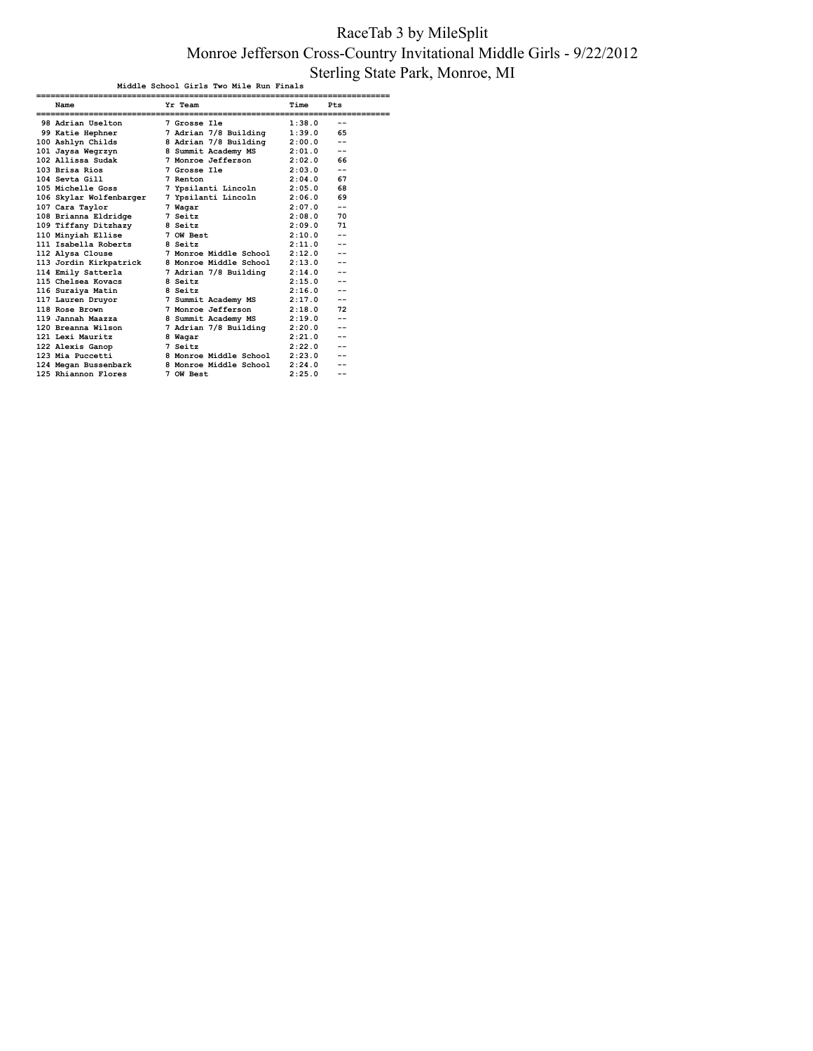# RaceTab 3 by MileSplit

## Monroe Jefferson Cross-Country Invitational Middle Girls - 9/22/2012

## Sterling State Park, Monroe, MI

### Middle School Girls Two Mile Run Finals

| Place | Name | Yr | Team | Time | Pts |
|---|---|---|---|---|---|
| 98 | Adrian Uselton | 7 | Grosse Ile | 1:38.0 | -- |
| 99 | Katie Hephner | 7 | Adrian 7/8 Building | 1:39.0 | 65 |
| 100 | Ashlyn Childs | 8 | Adrian 7/8 Building | 2:00.0 | -- |
| 101 | Jaysa Wegrzyn | 8 | Summit Academy MS | 2:01.0 | -- |
| 102 | Allissa Sudak | 7 | Monroe Jefferson | 2:02.0 | 66 |
| 103 | Brisa Rios | 7 | Grosse Ile | 2:03.0 | -- |
| 104 | Sevta Gill | 7 | Renton | 2:04.0 | 67 |
| 105 | Michelle Goss | 7 | Ypsilanti Lincoln | 2:05.0 | 68 |
| 106 | Skylar Wolfenbarger | 7 | Ypsilanti Lincoln | 2:06.0 | 69 |
| 107 | Cara Taylor | 7 | Wagar | 2:07.0 | -- |
| 108 | Brianna Eldridge | 7 | Seitz | 2:08.0 | 70 |
| 109 | Tiffany Ditzhazy | 8 | Seitz | 2:09.0 | 71 |
| 110 | Minyiah Ellise | 7 | OW Best | 2:10.0 | -- |
| 111 | Isabella Roberts | 8 | Seitz | 2:11.0 | -- |
| 112 | Alysa Clouse | 7 | Monroe Middle School | 2:12.0 | -- |
| 113 | Jordin Kirkpatrick | 8 | Monroe Middle School | 2:13.0 | -- |
| 114 | Emily Satterla | 7 | Adrian 7/8 Building | 2:14.0 | -- |
| 115 | Chelsea Kovacs | 8 | Seitz | 2:15.0 | -- |
| 116 | Suraiya Matin | 8 | Seitz | 2:16.0 | -- |
| 117 | Lauren Druyor | 7 | Summit Academy MS | 2:17.0 | -- |
| 118 | Rose Brown | 7 | Monroe Jefferson | 2:18.0 | 72 |
| 119 | Jannah Maazza | 8 | Summit Academy MS | 2:19.0 | -- |
| 120 | Breanna Wilson | 7 | Adrian 7/8 Building | 2:20.0 | -- |
| 121 | Lexi Mauritz | 8 | Wagar | 2:21.0 | -- |
| 122 | Alexis Ganop | 7 | Seitz | 2:22.0 | -- |
| 123 | Mia Puccetti | 8 | Monroe Middle School | 2:23.0 | -- |
| 124 | Megan Bussenbark | 8 | Monroe Middle School | 2:24.0 | -- |
| 125 | Rhiannon Flores | 7 | OW Best | 2:25.0 | -- |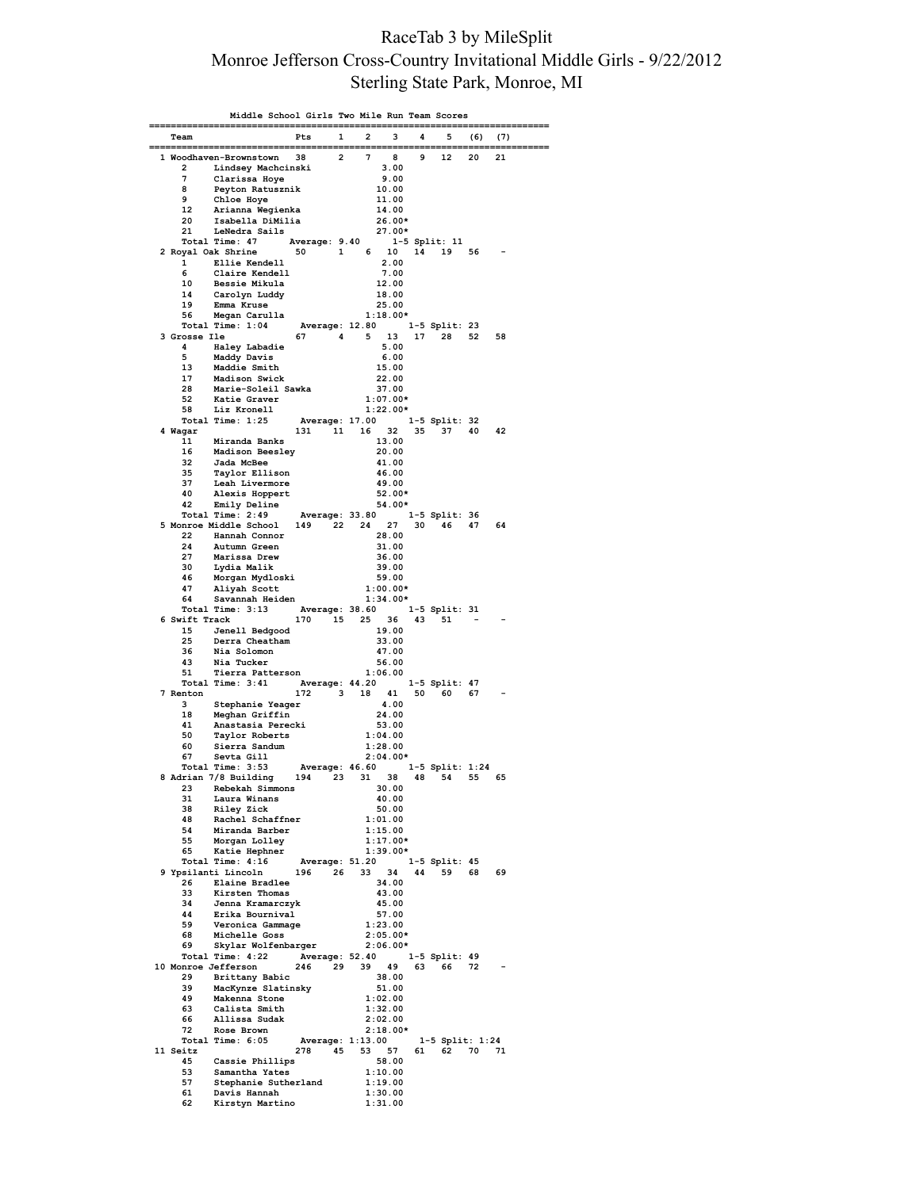# RaceTab 3 by MileSplit
# Monroe Jefferson Cross-Country Invitational Middle Girls - 9/22/2012
# Sterling State Park, Monroe, MI

```
              Middle School Girls Two Mile Run Team Scores
=========================================================================
    Team                    Pts     1    2    3    4    5   (6)  (7)
=========================================================================
  1 Woodhaven-Brownstown   38      2    7    8    9   12   20   21
      2    Lindsey Machcinski            3.00
      7    Clarissa Hoye                 9.00
      8    Peyton Ratusznik             10.00
      9    Chloe Hoye                   11.00
      12   Arianna Wegienka             14.00
      20   Isabella DiMilia             26.00*
      21   LeNedra Sails                27.00*
     Total Time: 47      Average: 9.40       1-5 Split: 11
  2 Royal Oak Shrine       50      1    6   10   14   19   56    -
      1    Ellie Kendell                 2.00
      6    Claire Kendell                7.00
      10   Bessie Mikula                12.00
      14   Carolyn Luddy                18.00
      19   Emma Kruse                   25.00
      56   Megan Carulla              1:18.00*
     Total Time: 1:04      Average: 12.80       1-5 Split: 23
  3 Grosse Ile             67      4    5   13   17   28   52   58
      4    Haley Labadie                 5.00
      5    Maddy Davis                   6.00
      13   Maddie Smith                 15.00
      17   Madison Swick                22.00
      28   Marie-Soleil Sawka           37.00
      52   Katie Graver               1:07.00*
      58   Liz Kronell                1:22.00*
     Total Time: 1:25      Average: 17.00       1-5 Split: 32
  4 Wagar                  131    11   16   32   35   37   40   42
      11   Miranda Banks                13.00
      16   Madison Beesley              20.00
      32   Jada McBee                   41.00
      35   Taylor Ellison               46.00
      37   Leah Livermore               49.00
      40   Alexis Hoppert               52.00*
      42   Emily Deline                 54.00*
     Total Time: 2:49      Average: 33.80       1-5 Split: 36
  5 Monroe Middle School   149    22   24   27   30   46   47   64
      22   Hannah Connor                28.00
      24   Autumn Green                 31.00
      27   Marissa Drew                 36.00
      30   Lydia Malik                  39.00
      46   Morgan Mydloski              59.00
      47   Aliyah Scott               1:00.00*
      64   Savannah Heiden            1:34.00*
     Total Time: 3:13      Average: 38.60       1-5 Split: 31
  6 Swift Track            170    15   25   36   43   51    -    -
      15   Jenell Bedgood               19.00
      25   Derra Cheatham               33.00
      36   Nia Solomon                  47.00
      43   Nia Tucker                   56.00
      51   Tierra Patterson           1:06.00
     Total Time: 3:41      Average: 44.20       1-5 Split: 47
  7 Renton                 172     3   18   41   50   60   67    -
      3    Stephanie Yeager              4.00
      18   Meghan Griffin               24.00
      41   Anastasia Perecki            53.00
      50   Taylor Roberts             1:04.00
      60   Sierra Sandum              1:28.00
      67   Sevta Gill                 2:04.00*
     Total Time: 3:53      Average: 46.60       1-5 Split: 1:24
  8 Adrian 7/8 Building    194    23   31   38   48   54   55   65
      23   Rebekah Simmons              30.00
      31   Laura Winans                 40.00
      38   Riley Zick                   50.00
      48   Rachel Schaffner           1:01.00
      54   Miranda Barber             1:15.00
      55   Morgan Lolley              1:17.00*
      65   Katie Hephner              1:39.00*
     Total Time: 4:16      Average: 51.20       1-5 Split: 45
  9 Ypsilanti Lincoln      196    26   33   34   44   59   68   69
      26   Elaine Bradlee               34.00
      33   Kirsten Thomas               43.00
      34   Jenna Kramarczyk             45.00
      44   Erika Bournival              57.00
      59   Veronica Gammage           1:23.00
      68   Michelle Goss              2:05.00*
      69   Skylar Wolfenbarger        2:06.00*
     Total Time: 4:22      Average: 52.40       1-5 Split: 49
 10 Monroe Jefferson       246    29   39   49   63   66   72    -
      29   Brittany Babic               38.00
      39   MacKynze Slatinsky           51.00
      49   Makenna Stone              1:02.00
      63   Calista Smith              1:32.00
      66   Allissa Sudak              2:02.00
      72   Rose Brown                 2:18.00*
     Total Time: 6:05      Average: 1:13.00       1-5 Split: 1:24
 11 Seitz                  278    45   53   57   61   62   70   71
      45   Cassie Phillips              58.00
      53   Samantha Yates             1:10.00
      57   Stephanie Sutherland       1:19.00
      61   Davis Hannah               1:30.00
      62   Kirstyn Martino            1:31.00
```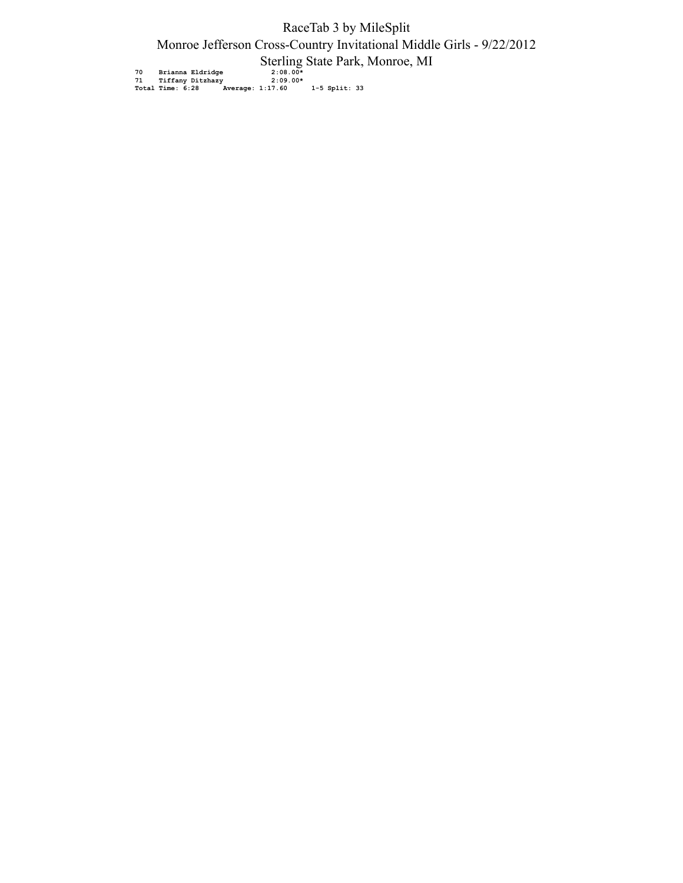| | | |
|---|---|---|
| 70 | Brianna Eldridge | 2:08.00* |
| 71 | Tiffany Ditzhazy | 2:09.00* |

Total Time: 6:28 Average: 1:17.60 1-5 Split: 33